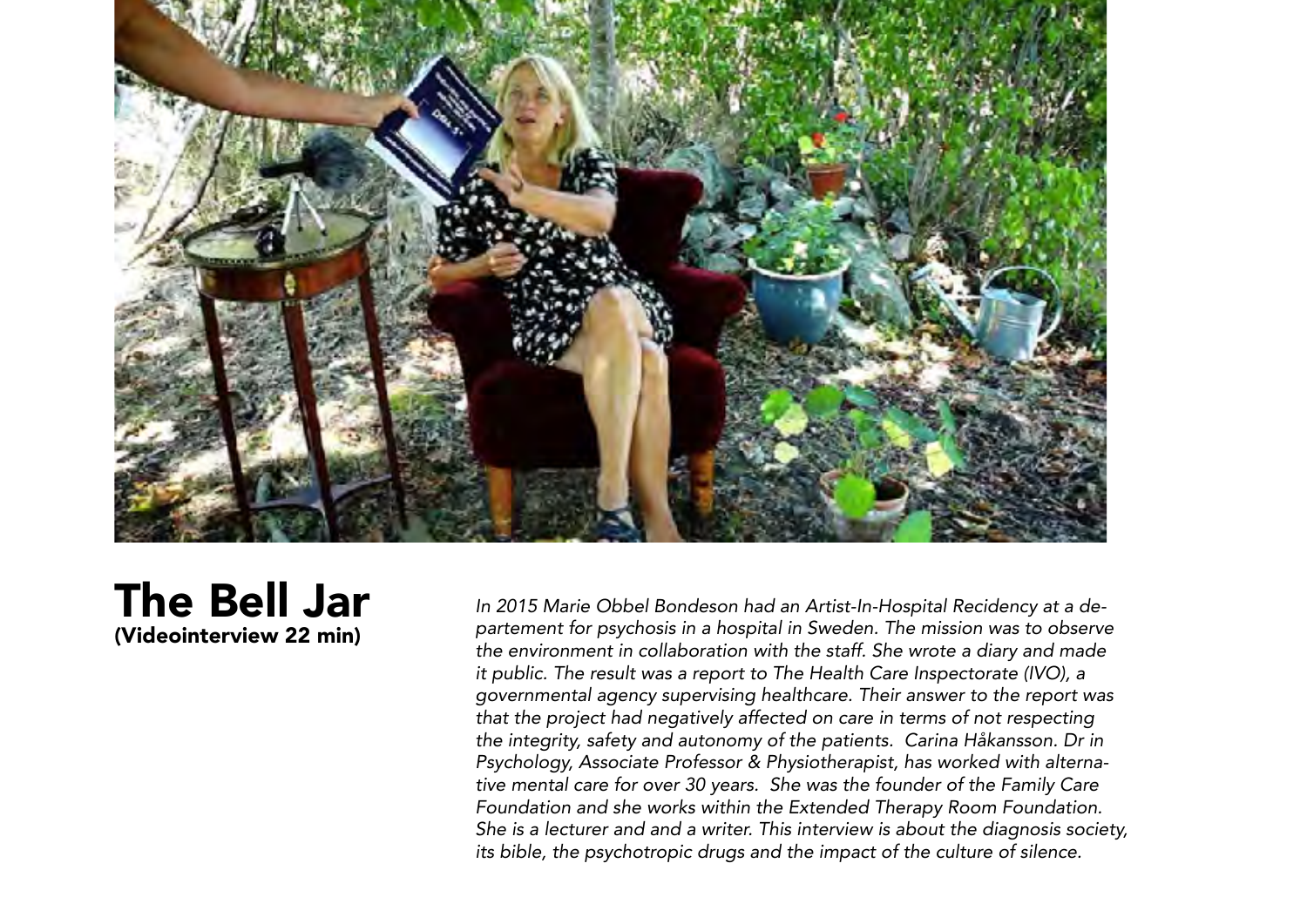# The Bell Jar

**(Videointerview 22 min)**

*In 2015 Marie Obbel Bondeson had an Artist-In-Hospital Recidency at a departement for psychosis in a hospital in Sweden. The mission was to observe the environment in collaboration with the staff. She wrote a diary and made it public. The result was a report to The Health Care Inspectorate (IVO), a governmental agency supervising healthcare. Their answer to the report was that the project had negatively affected on care in terms of not respecting the integrity, safety and autonomy of the patients. Carina Håkansson. Dr in Psychology, Associate Professor & Physiotherapist, has worked with alternative mental care for over 30 years. She was the founder of the Family Care Foundation and she works within the Extended Therapy Room Foundation. She is a lecturer and and a writer. This interview is about the diagnosis society, its bible, the psychotropic drugs and the impact of the culture of silence.*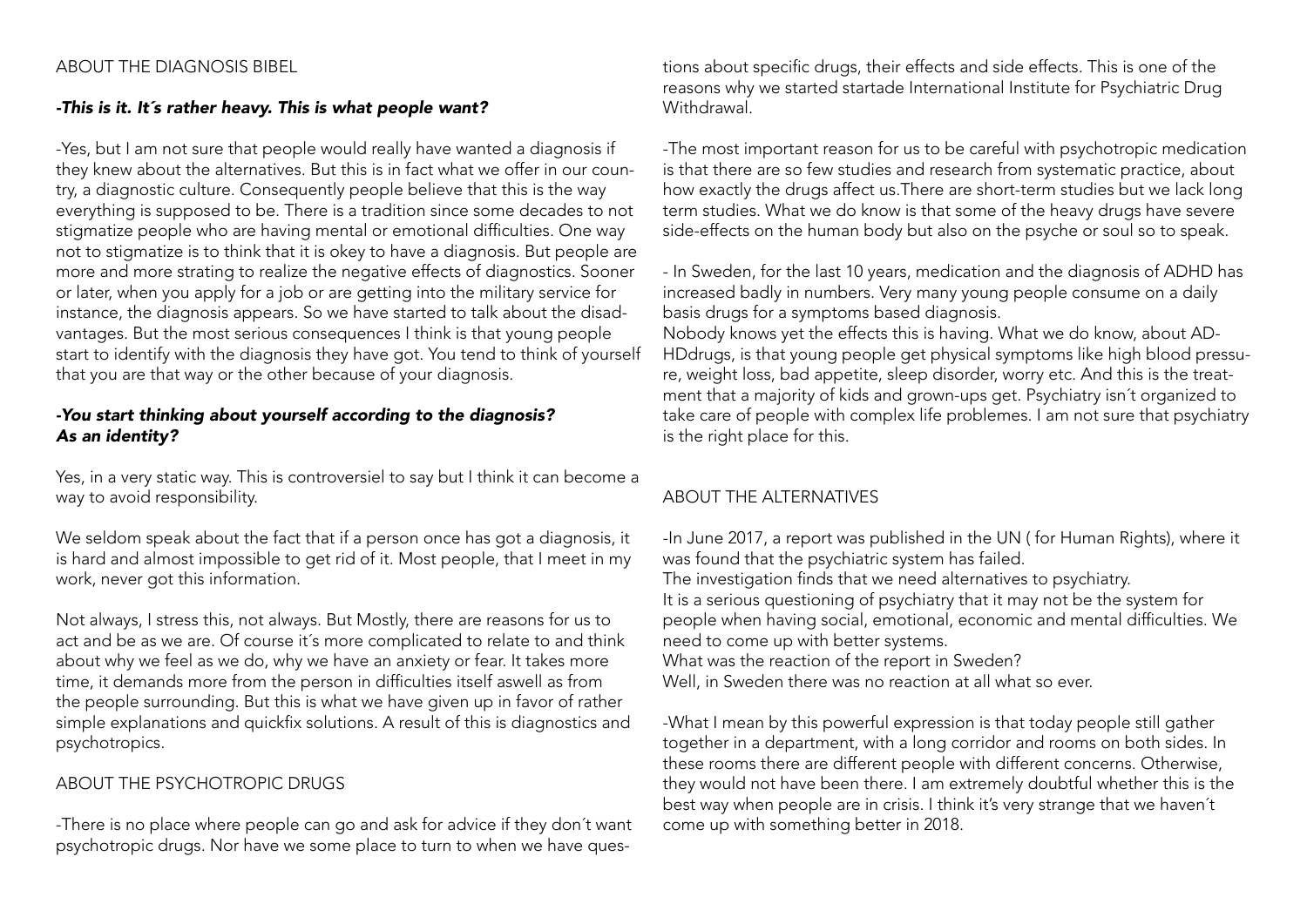## ABOUT THE DIAGNOSIS BIBEL

***-This is it. It´s rather heavy. This is what people want?***

-Yes, but I am not sure that people would really have wanted a diagnosis if they knew about the alternatives. But this is in fact what we offer in our country, a diagnostic culture. Consequently people believe that this is the way everything is supposed to be. There is a tradition since some decades to not stigmatize people who are having mental or emotional difficulties. One way not to stigmatize is to think that it is okey to have a diagnosis. But people are more and more strating to realize the negative effects of diagnostics. Sooner or later, when you apply for a job or are getting into the military service for instance, the diagnosis appears. So we have started to talk about the disadvantages. But the most serious consequences I think is that young people start to identify with the diagnosis they have got. You tend to think of yourself that you are that way or the other because of your diagnosis.

***-You start thinking about yourself according to the diagnosis? As an identity?***

Yes, in a very static way. This is controversiel to say but I think it can become a way to avoid responsibility.

We seldom speak about the fact that if a person once has got a diagnosis, it is hard and almost impossible to get rid of it. Most people, that I meet in my work, never got this information.

Not always, I stress this, not always. But Mostly, there are reasons for us to act and be as we are. Of course it´s more complicated to relate to and think about why we feel as we do, why we have an anxiety or fear. It takes more time, it demands more from the person in difficulties itself aswell as from the people surrounding. But this is what we have given up in favor of rather simple explanations and quickfix solutions. A result of this is diagnostics and psychotropics.

## ABOUT THE PSYCHOTROPIC DRUGS

-There is no place where people can go and ask for advice if they don´t want psychotropic drugs. Nor have we some place to turn to when we have questions about specific drugs, their effects and side effects. This is one of the reasons why we started startade International Institute for Psychiatric Drug Withdrawal.

-The most important reason for us to be careful with psychotropic medication is that there are so few studies and research from systematic practice, about how exactly the drugs affect us.There are short-term studies but we lack long term studies. What we do know is that some of the heavy drugs have severe side-effects on the human body but also on the psyche or soul so to speak.

- In Sweden, for the last 10 years, medication and the diagnosis of ADHD has increased badly in numbers. Very many young people consume on a daily basis drugs for a symptoms based diagnosis.
Nobody knows yet the effects this is having. What we do know, about ADHDdrugs, is that young people get physical symptoms like high blood pressure, weight loss, bad appetite, sleep disorder, worry etc. And this is the treatment that a majority of kids and grown-ups get. Psychiatry isn´t organized to take care of people with complex life problemes. I am not sure that psychiatry is the right place for this.

## ABOUT THE ALTERNATIVES

-In June 2017, a report was published in the UN ( for Human Rights), where it was found that the psychiatric system has failed.
The investigation finds that we need alternatives to psychiatry.
It is a serious questioning of psychiatry that it may not be the system for people when having social, emotional, economic and mental difficulties. We need to come up with better systems.
What was the reaction of the report in Sweden?
Well, in Sweden there was no reaction at all what so ever.

-What I mean by this powerful expression is that today people still gather together in a department, with a long corridor and rooms on both sides. In these rooms there are different people with different concerns. Otherwise, they would not have been there. I am extremely doubtful whether this is the best way when people are in crisis. I think it's very strange that we haven´t come up with something better in 2018.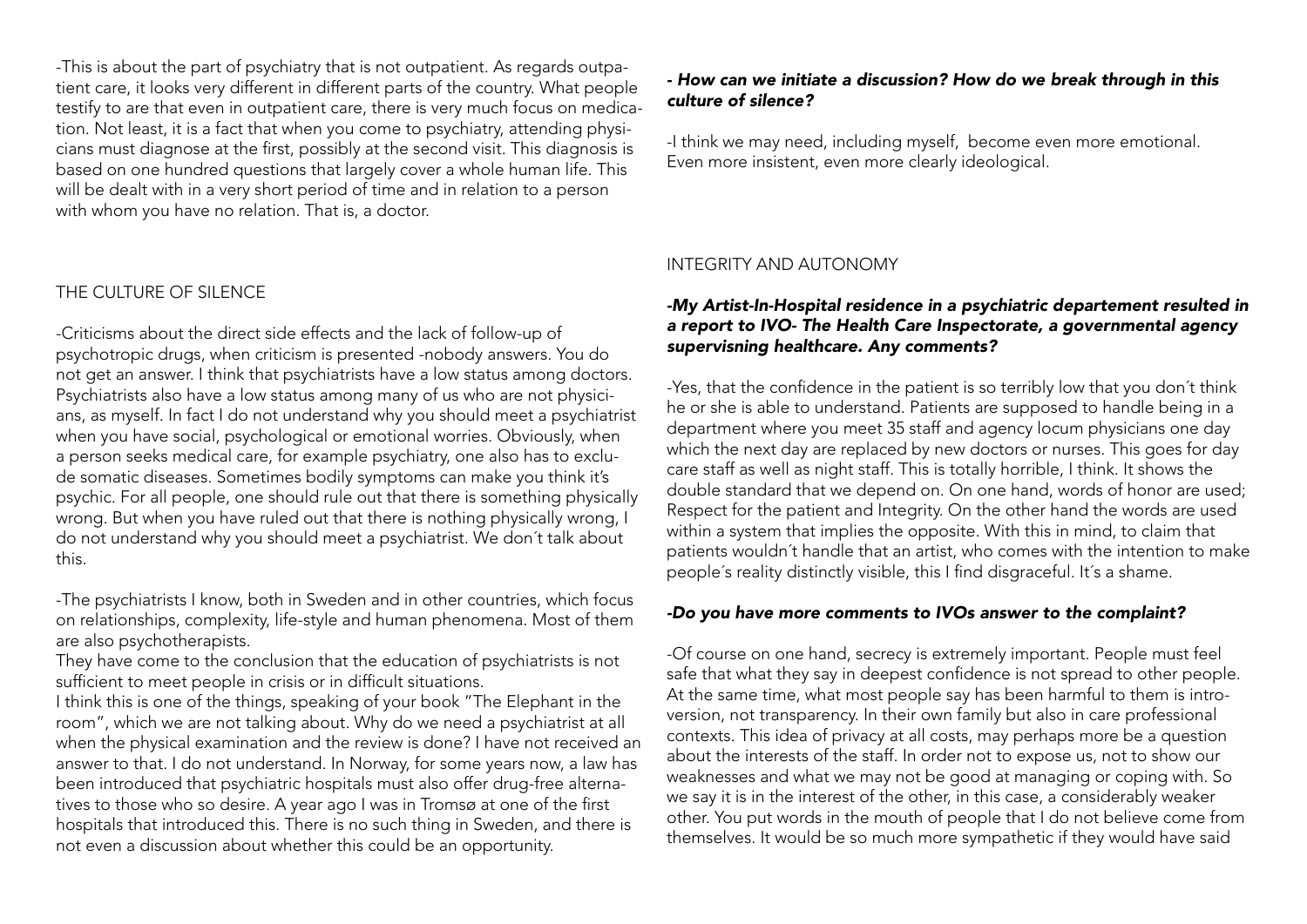-This is about the part of psychiatry that is not outpatient. As regards outpatient care, it looks very different in different parts of the country. What people testify to are that even in outpatient care, there is very much focus on medication. Not least, it is a fact that when you come to psychiatry, attending physicians must diagnose at the first, possibly at the second visit. This diagnosis is based on one hundred questions that largely cover a whole human life. This will be dealt with in a very short period of time and in relation to a person with whom you have no relation. That is, a doctor.

## THE CULTURE OF SILENCE

-Criticisms about the direct side effects and the lack of follow-up of psychotropic drugs, when criticism is presented -nobody answers. You do not get an answer. I think that psychiatrists have a low status among doctors. Psychiatrists also have a low status among many of us who are not physicians, as myself. In fact I do not understand why you should meet a psychiatrist when you have social, psychological or emotional worries. Obviously, when a person seeks medical care, for example psychiatry, one also has to exclude somatic diseases. Sometimes bodily symptoms can make you think it's psychic. For all people, one should rule out that there is something physically wrong. But when you have ruled out that there is nothing physically wrong, I do not understand why you should meet a psychiatrist. We don´t talk about this.

-The psychiatrists I know, both in Sweden and in other countries, which focus on relationships, complexity, life-style and human phenomena. Most of them are also psychotherapists.
They have come to the conclusion that the education of psychiatrists is not sufficient to meet people in crisis or in difficult situations.
I think this is one of the things, speaking of your book "The Elephant in the room", which we are not talking about. Why do we need a psychiatrist at all when the physical examination and the review is done? I have not received an answer to that. I do not understand. In Norway, for some years now, a law has been introduced that psychiatric hospitals must also offer drug-free alternatives to those who so desire. A year ago I was in Tromsø at one of the first hospitals that introduced this. There is no such thing in Sweden, and there is not even a discussion about whether this could be an opportunity.

***- How can we initiate a discussion? How do we break through in this culture of silence?***

-I think we may need, including myself, become even more emotional. Even more insistent, even more clearly ideological.

## INTEGRITY AND AUTONOMY

***-My Artist-In-Hospital residence in a psychiatric departement resulted in a report to IVO- The Health Care Inspectorate, a governmental agency supervisning healthcare. Any comments?***

-Yes, that the confidence in the patient is so terribly low that you don´t think he or she is able to understand. Patients are supposed to handle being in a department where you meet 35 staff and agency locum physicians one day which the next day are replaced by new doctors or nurses. This goes for day care staff as well as night staff. This is totally horrible, I think. It shows the double standard that we depend on. On one hand, words of honor are used; Respect for the patient and Integrity. On the other hand the words are used within a system that implies the opposite. With this in mind, to claim that patients wouldn´t handle that an artist, who comes with the intention to make people´s reality distinctly visible, this I find disgraceful. It´s a shame.

***-Do you have more comments to IVOs answer to the complaint?***

-Of course on one hand, secrecy is extremely important. People must feel safe that what they say in deepest confidence is not spread to other people. At the same time, what most people say has been harmful to them is introversion, not transparency. In their own family but also in care professional contexts. This idea of privacy at all costs, may perhaps more be a question about the interests of the staff. In order not to expose us, not to show our weaknesses and what we may not be good at managing or coping with. So we say it is in the interest of the other, in this case, a considerably weaker other. You put words in the mouth of people that I do not believe come from themselves. It would be so much more sympathetic if they would have said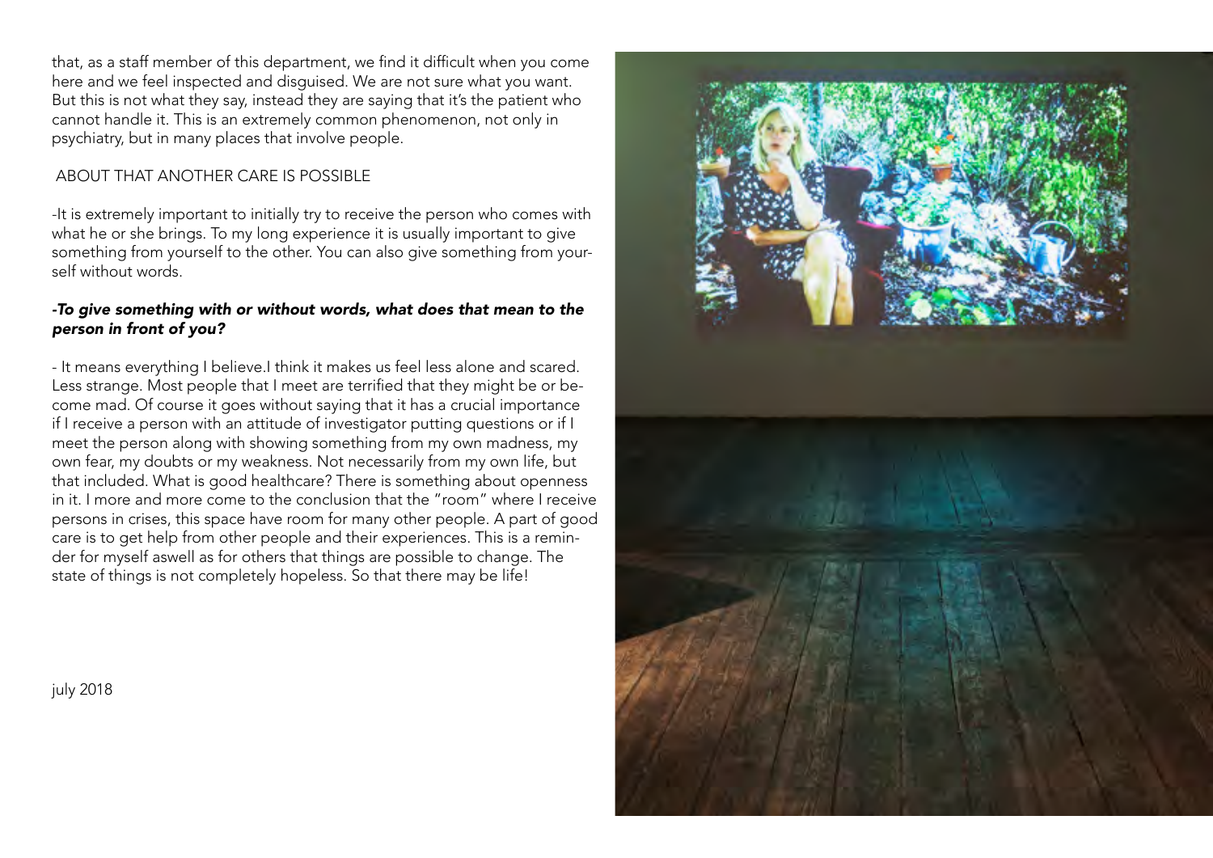that, as a staff member of this department, we find it difficult when you come here and we feel inspected and disguised. We are not sure what you want. But this is not what they say, instead they are saying that it's the patient who cannot handle it. This is an extremely common phenomenon, not only in psychiatry, but in many places that involve people.

ABOUT THAT ANOTHER CARE IS POSSIBLE

-It is extremely important to initially try to receive the person who comes with what he or she brings. To my long experience it is usually important to give something from yourself to the other. You can also give something from yourself without words.

***-To give something with or without words, what does that mean to the person in front of you?***

- It means everything I believe.I think it makes us feel less alone and scared. Less strange. Most people that I meet are terrified that they might be or become mad. Of course it goes without saying that it has a crucial importance if I receive a person with an attitude of investigator putting questions or if I meet the person along with showing something from my own madness, my own fear, my doubts or my weakness. Not necessarily from my own life, but that included. What is good healthcare? There is something about openness in it. I more and more come to the conclusion that the "room" where I receive persons in crises, this space have room for many other people. A part of good care is to get help from other people and their experiences. This is a reminder for myself aswell as for others that things are possible to change. The state of things is not completely hopeless. So that there may be life!

july 2018